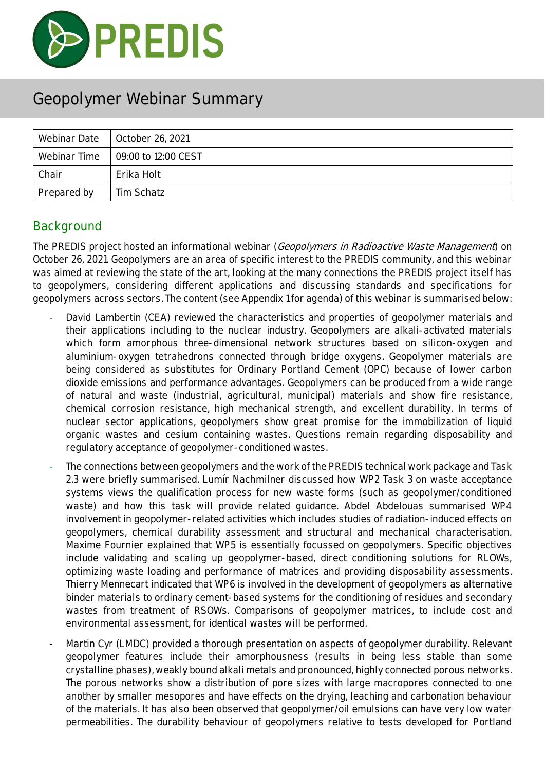# Geopolymer Webinar Summary

| Webinar Date | October 26, 2021 |
|---|---|
| Webinar Time | 09:00 to 12:00 CEST |
| Chair | Erika Holt |
| Prepared by | Tim Schatz |

## Background

The PREDIS project hosted an informational webinar (*Geopolymers in Radioactive Waste Management*) on October 26, 2021. Geopolymers are an area of specific interest to the PREDIS community, and this webinar was aimed at reviewing the state of the art, looking at the many connections the PREDIS project itself has to geopolymers, considering different applications and discussing standards and specifications for geopolymers across sectors. The content (see Appendix 1 for agenda) of this webinar is summarised below:

- David Lambertin (CEA) reviewed the characteristics and properties of geopolymer materials and their applications including to the nuclear industry. Geopolymers are alkali-activated materials which form amorphous three-dimensional network structures based on silicon-oxygen and aluminium-oxygen tetrahedrons connected through bridge oxygens. Geopolymer materials are being considered as substitutes for Ordinary Portland Cement (OPC) because of lower carbon dioxide emissions and performance advantages. Geopolymers can be produced from a wide range of natural and waste (industrial, agricultural, municipal) materials and show fire resistance, chemical corrosion resistance, high mechanical strength, and excellent durability. In terms of nuclear sector applications, geopolymers show great promise for the immobilization of liquid organic wastes and cesium containing wastes. Questions remain regarding disposability and regulatory acceptance of geopolymer-conditioned wastes.
- The connections between geopolymers and the work of the PREDIS technical work package and Task 2.3 were briefly summarised. Lumír Nachmilner discussed how WP2 Task 3 on waste acceptance systems views the qualification process for new waste forms (such as geopolymer/conditioned waste) and how this task will provide related guidance. Abdel Abdelouas summarised WP4 involvement in geopolymer-related activities which includes studies of radiation-induced effects on geopolymers, chemical durability assessment and structural and mechanical characterisation. Maxime Fournier explained that WP5 is essentially focussed on geopolymers. Specific objectives include validating and scaling up geopolymer-based, direct conditioning solutions for RLOWs, optimizing waste loading and performance of matrices and providing disposability assessments. Thierry Mennecart indicated that WP6 is involved in the development of geopolymers as alternative binder materials to ordinary cement-based systems for the conditioning of residues and secondary wastes from treatment of RSOWs. Comparisons of geopolymer matrices, to include cost and environmental assessment, for identical wastes will be performed.
- Martin Cyr (LMDC) provided a thorough presentation on aspects of geopolymer durability. Relevant geopolymer features include their amorphousness (results in being less stable than some crystalline phases), weakly bound alkali metals and pronounced, highly connected porous networks. The porous networks show a distribution of pore sizes with large macropores connected to one another by smaller mesopores and have effects on the drying, leaching and carbonation behaviour of the materials. It has also been observed that geopolymer/oil emulsions can have very low water permeabilities. The durability behaviour of geopolymers relative to tests developed for Portland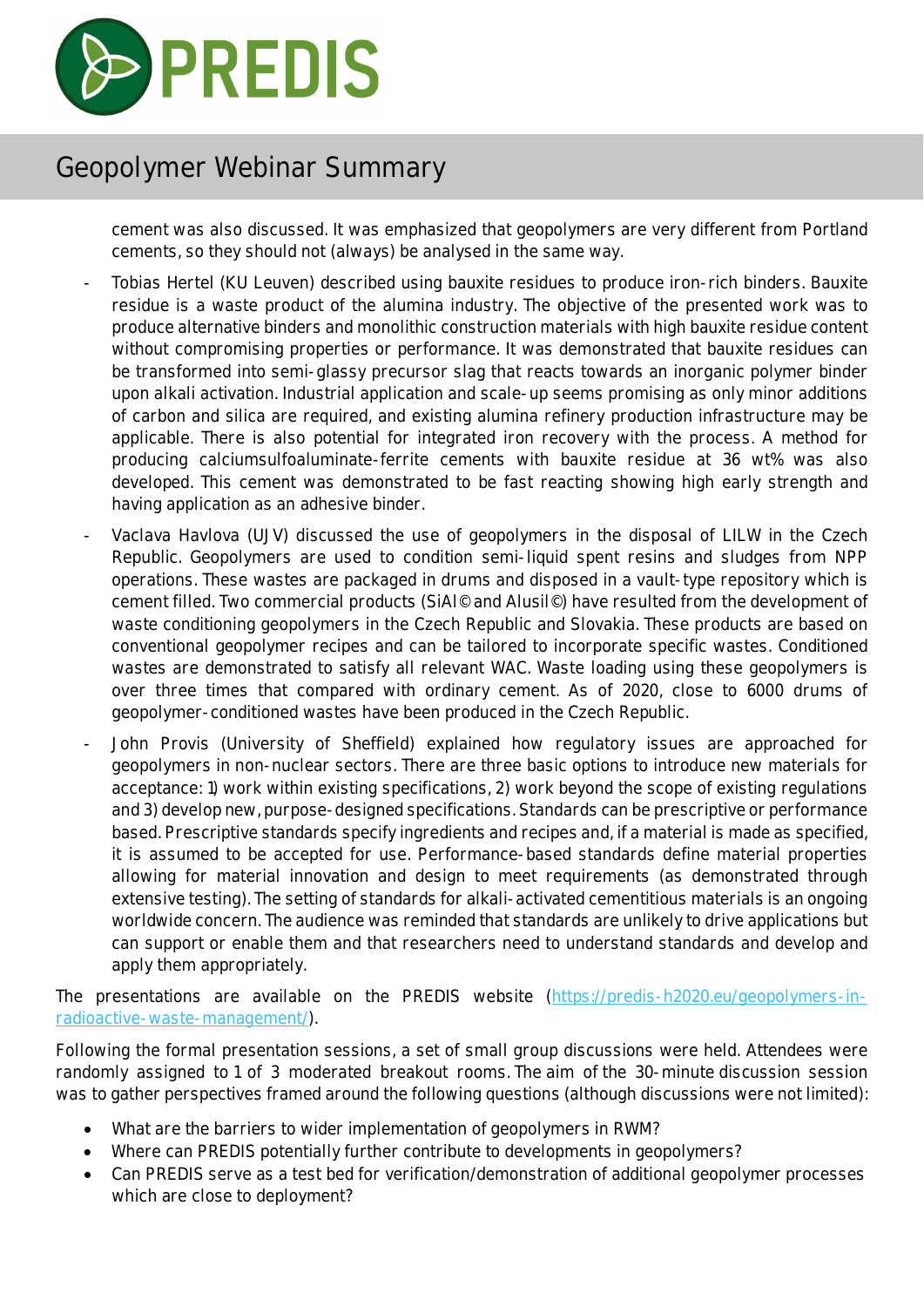cement was also discussed. It was emphasized that geopolymers are very different from Portland cements, so they should not (always) be analysed in the same way.

- Tobias Hertel (KU Leuven) described using bauxite residues to produce iron-rich binders. Bauxite residue is a waste product of the alumina industry. The objective of the presented work was to produce alternative binders and monolithic construction materials with high bauxite residue content without compromising properties or performance. It was demonstrated that bauxite residues can be transformed into semi-glassy precursor slag that reacts towards an inorganic polymer binder upon alkali activation. Industrial application and scale-up seems promising as only minor additions of carbon and silica are required, and existing alumina refinery production infrastructure may be applicable. There is also potential for integrated iron recovery with the process. A method for producing calciumsulfoaluminate-ferrite cements with bauxite residue at 36 wt% was also developed. This cement was demonstrated to be fast reacting showing high early strength and having application as an adhesive binder.
- Vaclava Havlova (UJV) discussed the use of geopolymers in the disposal of LILW in the Czech Republic. Geopolymers are used to condition semi-liquid spent resins and sludges from NPP operations. These wastes are packaged in drums and disposed in a vault-type repository which is cement filled. Two commercial products (SiAl© and Alusil©) have resulted from the development of waste conditioning geopolymers in the Czech Republic and Slovakia. These products are based on conventional geopolymer recipes and can be tailored to incorporate specific wastes. Conditioned wastes are demonstrated to satisfy all relevant WAC. Waste loading using these geopolymers is over three times that compared with ordinary cement. As of 2020, close to 6000 drums of geopolymer-conditioned wastes have been produced in the Czech Republic.
- John Provis (University of Sheffield) explained how regulatory issues are approached for geopolymers in non-nuclear sectors. There are three basic options to introduce new materials for acceptance: 1) work within existing specifications, 2) work beyond the scope of existing regulations and 3) develop new, purpose-designed specifications. Standards can be prescriptive or performance based. Prescriptive standards specify ingredients and recipes and, if a material is made as specified, it is assumed to be accepted for use. Performance-based standards define material properties allowing for material innovation and design to meet requirements (as demonstrated through extensive testing). The setting of standards for alkali-activated cementitious materials is an ongoing worldwide concern. The audience was reminded that standards are unlikely to drive applications but can support or enable them and that researchers need to understand standards and develop and apply them appropriately.

The presentations are available on the PREDIS website ([https://predis-h2020.eu/geopolymers-in-radioactive-waste-management/](https://predis-h2020.eu/geopolymers-in-radioactive-waste-management/)).

Following the formal presentation sessions, a set of small group discussions were held. Attendees were randomly assigned to 1 of 3 moderated breakout rooms. The aim of the 30-minute discussion session was to gather perspectives framed around the following questions (although discussions were not limited):

- What are the barriers to wider implementation of geopolymers in RWM?
- Where can PREDIS potentially further contribute to developments in geopolymers?
- Can PREDIS serve as a test bed for verification/demonstration of additional geopolymer processes which are close to deployment?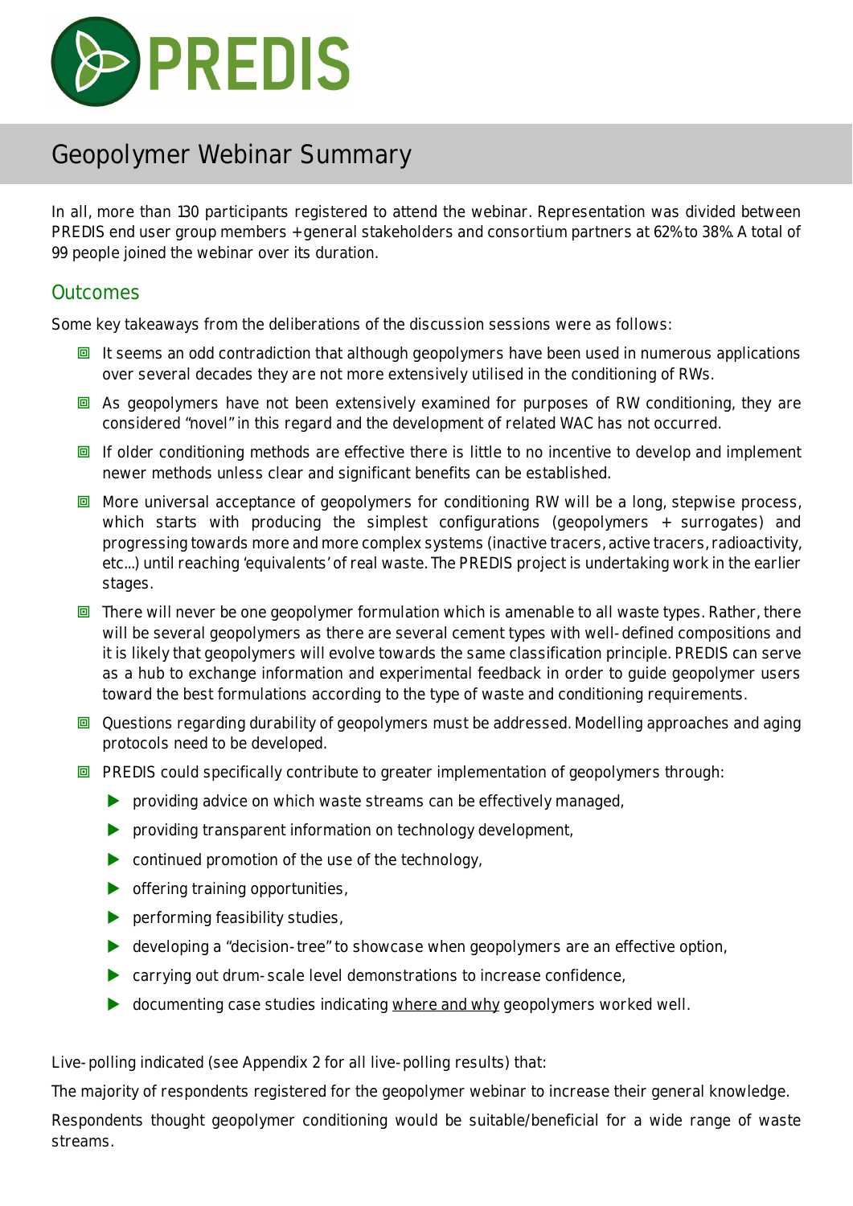# Geopolymer Webinar Summary

In all, more than 130 participants registered to attend the webinar. Representation was divided between PREDIS end user group members + general stakeholders and consortium partners at 62% to 38%. A total of 99 people joined the webinar over its duration.

## Outcomes

Some key takeaways from the deliberations of the discussion sessions were as follows:

- It seems an odd contradiction that although geopolymers have been used in numerous applications over several decades they are not more extensively utilised in the conditioning of RWs.
- As geopolymers have not been extensively examined for purposes of RW conditioning, they are considered "novel" in this regard and the development of related WAC has not occurred.
- If older conditioning methods are effective there is little to no incentive to develop and implement newer methods unless clear and significant benefits can be established.
- More universal acceptance of geopolymers for conditioning RW will be a long, stepwise process, which starts with producing the simplest configurations (geopolymers + surrogates) and progressing towards more and more complex systems (inactive tracers, active tracers, radioactivity, etc...) until reaching 'equivalents' of real waste. The PREDIS project is undertaking work in the earlier stages.
- There will never be one geopolymer formulation which is amenable to all waste types. Rather, there will be several geopolymers as there are several cement types with well-defined compositions and it is likely that geopolymers will evolve towards the same classification principle. PREDIS can serve as a hub to exchange information and experimental feedback in order to guide geopolymer users toward the best formulations according to the type of waste and conditioning requirements.
- Questions regarding durability of geopolymers must be addressed. Modelling approaches and aging protocols need to be developed.
- PREDIS could specifically contribute to greater implementation of geopolymers through:
  - providing advice on which waste streams can be effectively managed,
  - providing transparent information on technology development,
  - continued promotion of the use of the technology,
  - offering training opportunities,
  - performing feasibility studies,
  - developing a "decision-tree" to showcase when geopolymers are an effective option,
  - carrying out drum-scale level demonstrations to increase confidence,
  - documenting case studies indicating where and why geopolymers worked well.

Live-polling indicated (see Appendix 2 for all live-polling results) that:

The majority of respondents registered for the geopolymer webinar to increase their general knowledge.

Respondents thought geopolymer conditioning would be suitable/beneficial for a wide range of waste streams.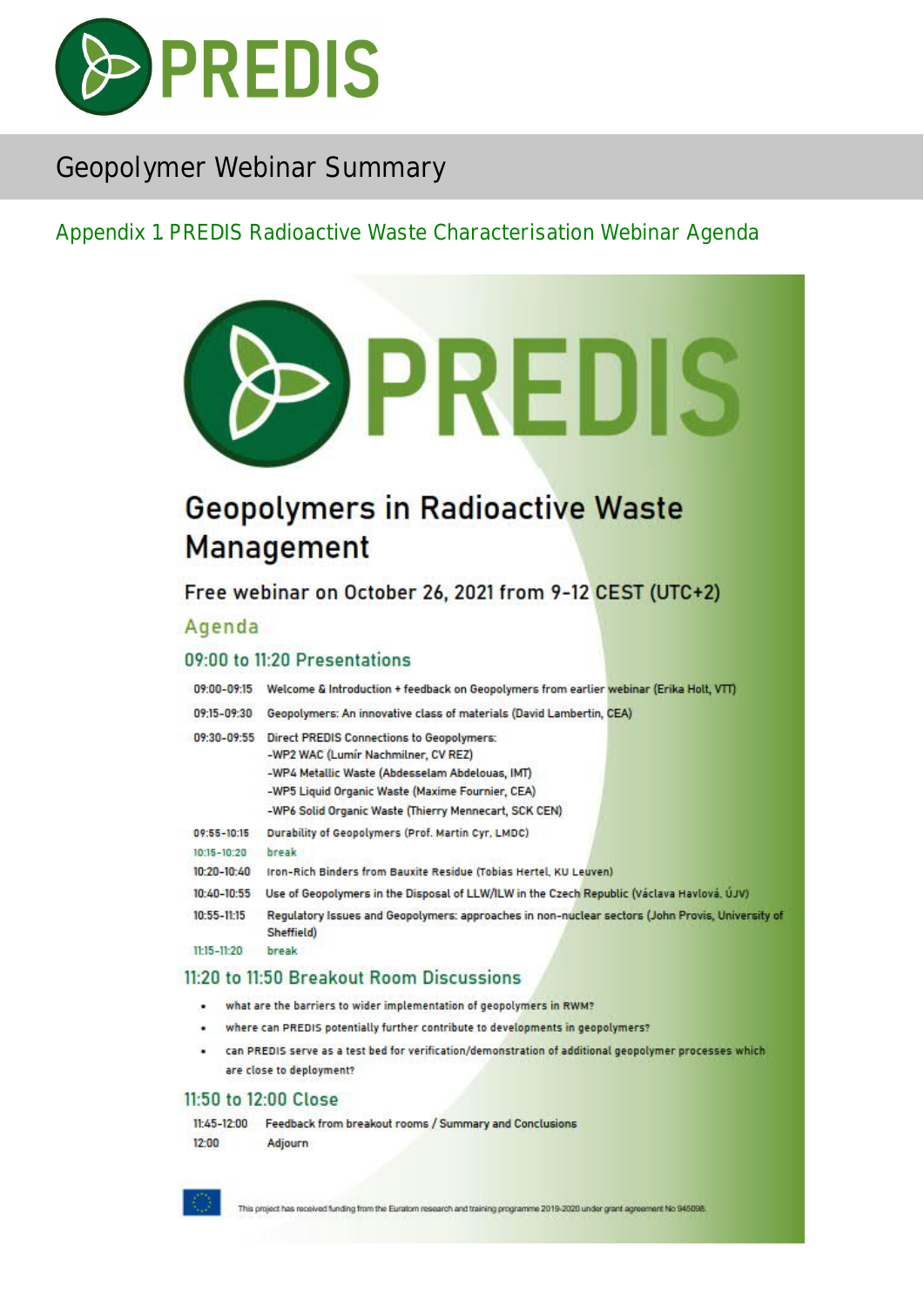Appendix 1 PREDIS Radioactive Waste Characterisation Webinar Agenda

# Geopolymers in Radioactive Waste Management

Free webinar on October 26, 2021 from 9-12 CEST (UTC+2)

## Agenda

### 09:00 to 11:20 Presentations

| | |
|---|---|
| 09:00-09:15 | Welcome & Introduction + feedback on Geopolymers from earlier webinar (Erika Holt, VTT) |
| 09:15-09:30 | Geopolymers: An innovative class of materials (David Lambertin, CEA) |
| 09:30-09:55 | Direct PREDIS Connections to Geopolymers:<br>-WP2 WAC (Lumír Nachmilner, CV REZ)<br>-WP4 Metallic Waste (Abdesselam Abdelouas, IMT)<br>-WP5 Liquid Organic Waste (Maxime Fournier, CEA)<br>-WP6 Solid Organic Waste (Thierry Mennecart, SCK CEN) |
| 09:55-10:15 | Durability of Geopolymers (Prof. Martin Cyr, LMDC) |
| 10:15-10:20 | break |
| 10:20-10:40 | Iron-Rich Binders from Bauxite Residue (Tobias Hertel, KU Leuven) |
| 10:40-10:55 | Use of Geopolymers in the Disposal of LLW/ILW in the Czech Republic (Václava Havlová, ÚJV) |
| 10:55-11:15 | Regulatory Issues and Geopolymers: approaches in non-nuclear sectors (John Provis, University of Sheffield) |
| 11:15-11:20 | break |

### 11:20 to 11:50 Breakout Room Discussions

- what are the barriers to wider implementation of geopolymers in RWM?
- where can PREDIS potentially further contribute to developments in geopolymers?
- can PREDIS serve as a test bed for verification/demonstration of additional geopolymer processes which are close to deployment?

### 11:50 to 12:00 Close

| | |
|---|---|
| 11:45-12:00 | Feedback from breakout rooms / Summary and Conclusions |
| 12:00 | Adjourn |

This project has received funding from the Euratom research and training programme 2019-2020 under grant agreement No 945098.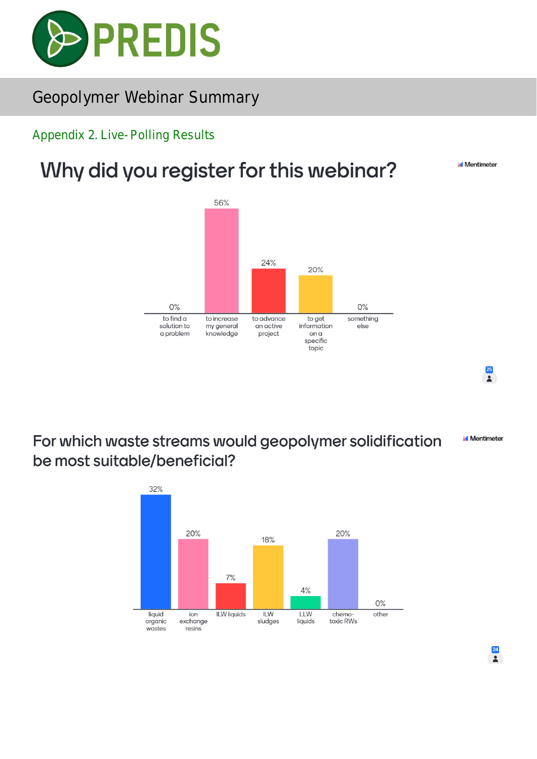Geopolymer Webinar Summary

## Appendix 2. Live- Polling Results

### Why did you register for this webinar?

Mentimeter

0%
to find a solution to a problem

56%
to increase my general knowledge

24%
to advance an active project

20%
to get information on a specific topic

0%
something else

25

### For which waste streams would geopolymer solidification be most suitable/beneficial?

Mentimeter

32%
liquid organic wastes

20%
ion exchange resins

7%
ILW liquids

18%
ILW sludges

4%
LLW liquids

20%
chemo-toxic RWs

0%
other

24